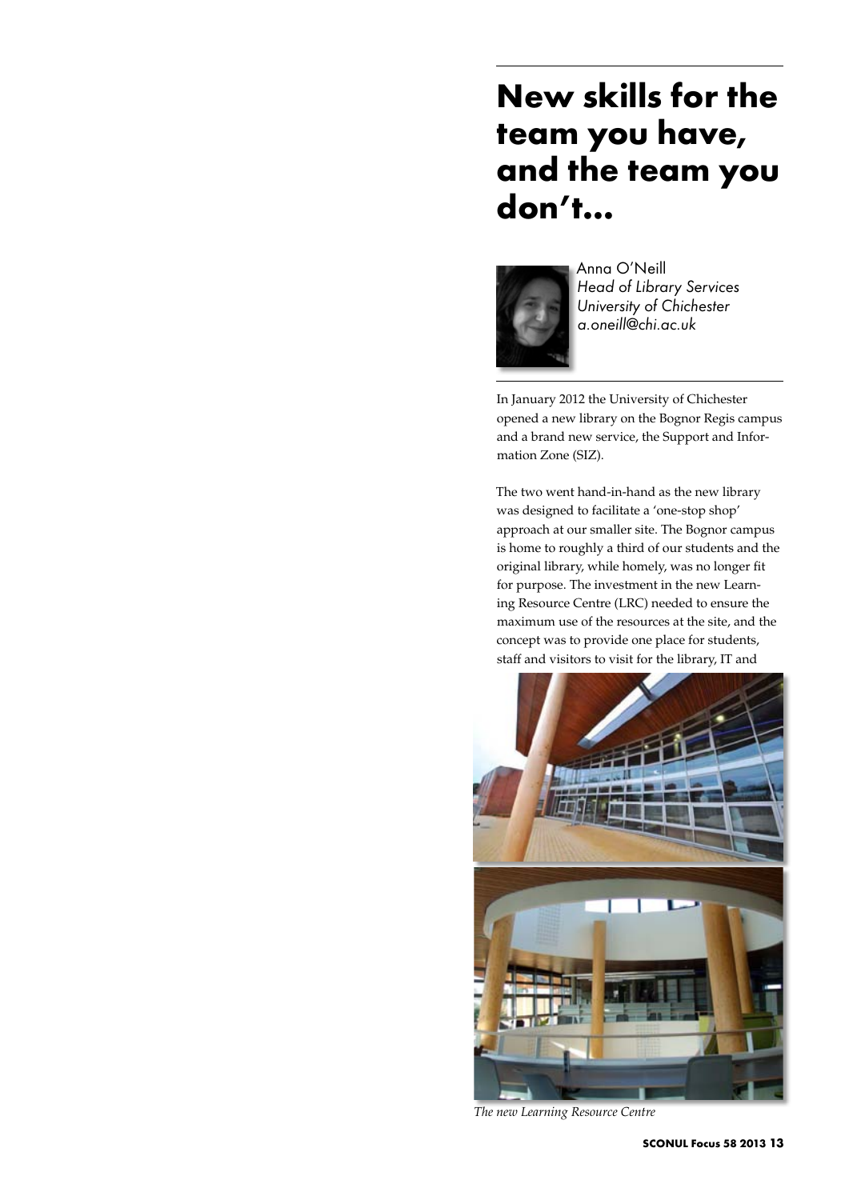# New skills for the team you have, and the team you don't...

Anna O'Neill
*Head of Library Services*
*University of Chichester*
*a.oneill@chi.ac.uk*

In January 2012 the University of Chichester opened a new library on the Bognor Regis campus and a brand new service, the Support and Information Zone (SIZ).

The two went hand-in-hand as the new library was designed to facilitate a 'one-stop shop' approach at our smaller site. The Bognor campus is home to roughly a third of our students and the original library, while homely, was no longer fit for purpose. The investment in the new Learning Resource Centre (LRC) needed to ensure the maximum use of the resources at the site, and the concept was to provide one place for students, staff and visitors to visit for the library, IT and

*The new Learning Resource Centre*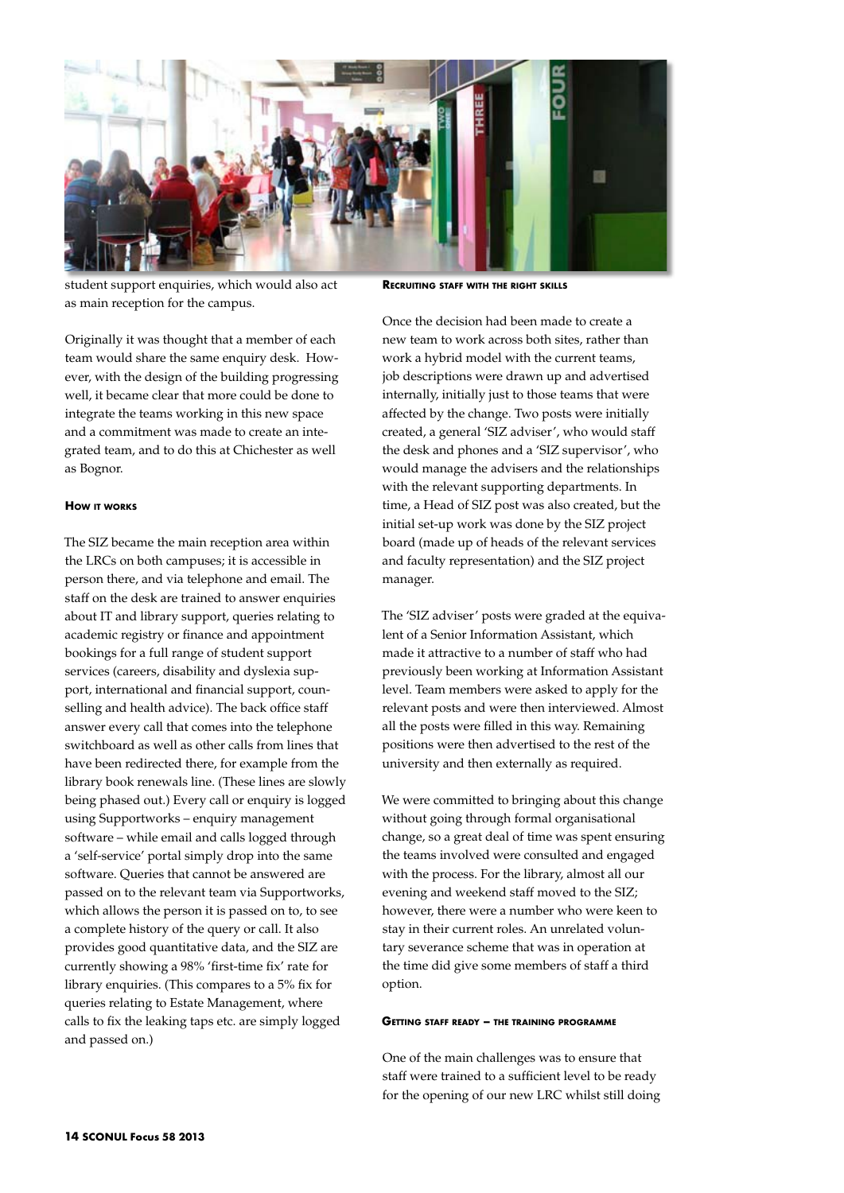student support enquiries, which would also act as main reception for the campus.

Originally it was thought that a member of each team would share the same enquiry desk. However, with the design of the building progressing well, it became clear that more could be done to integrate the teams working in this new space and a commitment was made to create an integrated team, and to do this at Chichester as well as Bognor.

#### How it works

The SIZ became the main reception area within the LRCs on both campuses; it is accessible in person there, and via telephone and email. The staff on the desk are trained to answer enquiries about IT and library support, queries relating to academic registry or finance and appointment bookings for a full range of student support services (careers, disability and dyslexia support, international and financial support, counselling and health advice). The back office staff answer every call that comes into the telephone switchboard as well as other calls from lines that have been redirected there, for example from the library book renewals line. (These lines are slowly being phased out.) Every call or enquiry is logged using Supportworks – enquiry management software – while email and calls logged through a 'self-service' portal simply drop into the same software. Queries that cannot be answered are passed on to the relevant team via Supportworks, which allows the person it is passed on to, to see a complete history of the query or call. It also provides good quantitative data, and the SIZ are currently showing a 98% 'first-time fix' rate for library enquiries. (This compares to a 5% fix for queries relating to Estate Management, where calls to fix the leaking taps etc. are simply logged and passed on.)

#### Recruiting staff with the right skills

Once the decision had been made to create a new team to work across both sites, rather than work a hybrid model with the current teams, job descriptions were drawn up and advertised internally, initially just to those teams that were affected by the change. Two posts were initially created, a general 'SIZ adviser', who would staff the desk and phones and a 'SIZ supervisor', who would manage the advisers and the relationships with the relevant supporting departments. In time, a Head of SIZ post was also created, but the initial set-up work was done by the SIZ project board (made up of heads of the relevant services and faculty representation) and the SIZ project manager.

The 'SIZ adviser' posts were graded at the equivalent of a Senior Information Assistant, which made it attractive to a number of staff who had previously been working at Information Assistant level. Team members were asked to apply for the relevant posts and were then interviewed. Almost all the posts were filled in this way. Remaining positions were then advertised to the rest of the university and then externally as required.

We were committed to bringing about this change without going through formal organisational change, so a great deal of time was spent ensuring the teams involved were consulted and engaged with the process. For the library, almost all our evening and weekend staff moved to the SIZ; however, there were a number who were keen to stay in their current roles. An unrelated voluntary severance scheme that was in operation at the time did give some members of staff a third option.

#### Getting staff ready – the training programme

One of the main challenges was to ensure that staff were trained to a sufficient level to be ready for the opening of our new LRC whilst still doing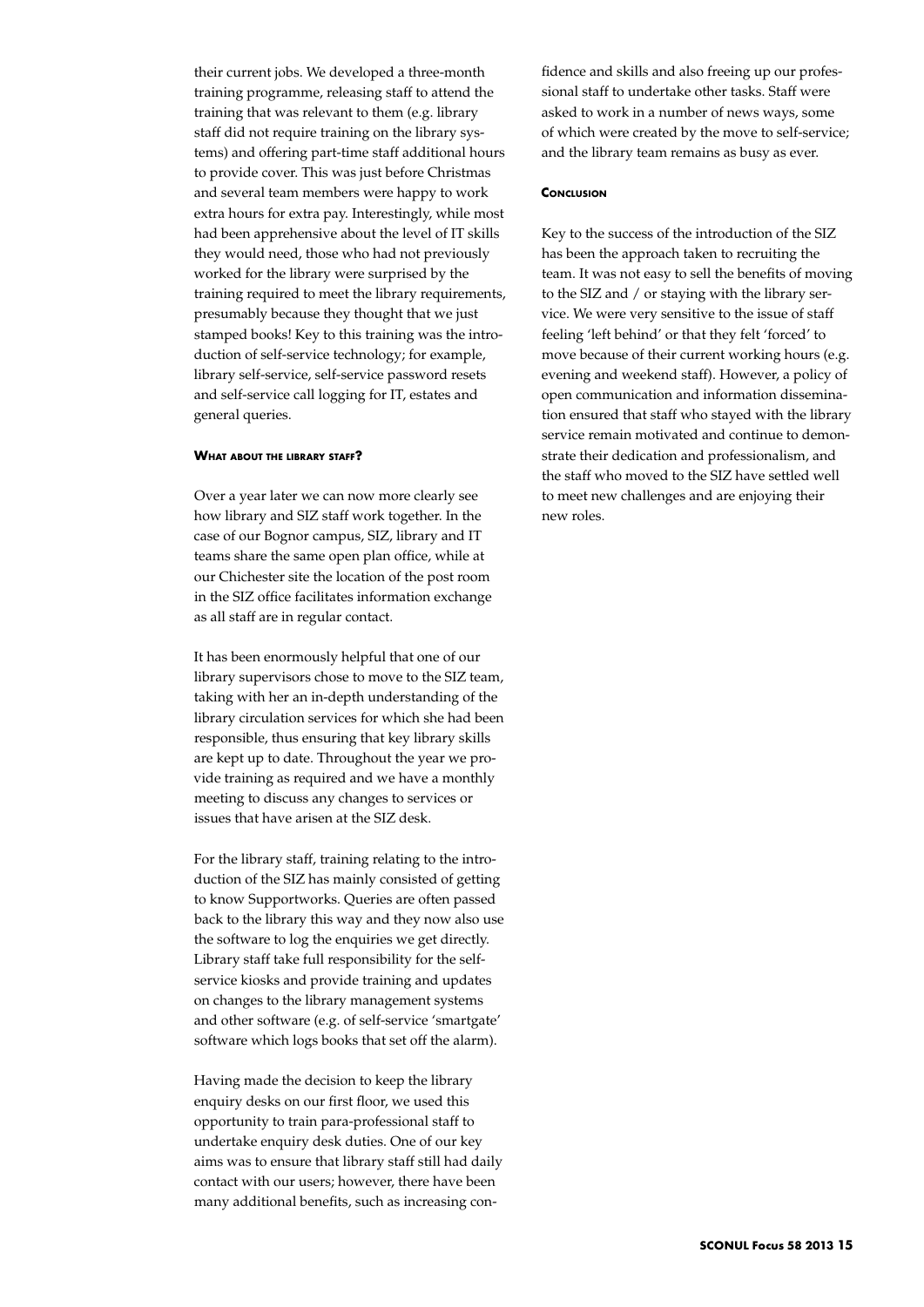their current jobs. We developed a three-month training programme, releasing staff to attend the training that was relevant to them (e.g. library staff did not require training on the library systems) and offering part-time staff additional hours to provide cover. This was just before Christmas and several team members were happy to work extra hours for extra pay. Interestingly, while most had been apprehensive about the level of IT skills they would need, those who had not previously worked for the library were surprised by the training required to meet the library requirements, presumably because they thought that we just stamped books! Key to this training was the introduction of self-service technology; for example, library self-service, self-service password resets and self-service call logging for IT, estates and general queries.

### What about the library staff?

Over a year later we can now more clearly see how library and SIZ staff work together. In the case of our Bognor campus, SIZ, library and IT teams share the same open plan office, while at our Chichester site the location of the post room in the SIZ office facilitates information exchange as all staff are in regular contact.

It has been enormously helpful that one of our library supervisors chose to move to the SIZ team, taking with her an in-depth understanding of the library circulation services for which she had been responsible, thus ensuring that key library skills are kept up to date. Throughout the year we provide training as required and we have a monthly meeting to discuss any changes to services or issues that have arisen at the SIZ desk.

For the library staff, training relating to the introduction of the SIZ has mainly consisted of getting to know Supportworks. Queries are often passed back to the library this way and they now also use the software to log the enquiries we get directly. Library staff take full responsibility for the self-service kiosks and provide training and updates on changes to the library management systems and other software (e.g. of self-service 'smartgate' software which logs books that set off the alarm).

Having made the decision to keep the library enquiry desks on our first floor, we used this opportunity to train para-professional staff to undertake enquiry desk duties. One of our key aims was to ensure that library staff still had daily contact with our users; however, there have been many additional benefits, such as increasing confidence and skills and also freeing up our professional staff to undertake other tasks. Staff were asked to work in a number of news ways, some of which were created by the move to self-service; and the library team remains as busy as ever.

### Conclusion

Key to the success of the introduction of the SIZ has been the approach taken to recruiting the team. It was not easy to sell the benefits of moving to the SIZ and / or staying with the library service. We were very sensitive to the issue of staff feeling 'left behind' or that they felt 'forced' to move because of their current working hours (e.g. evening and weekend staff). However, a policy of open communication and information dissemination ensured that staff who stayed with the library service remain motivated and continue to demonstrate their dedication and professionalism, and the staff who moved to the SIZ have settled well to meet new challenges and are enjoying their new roles.